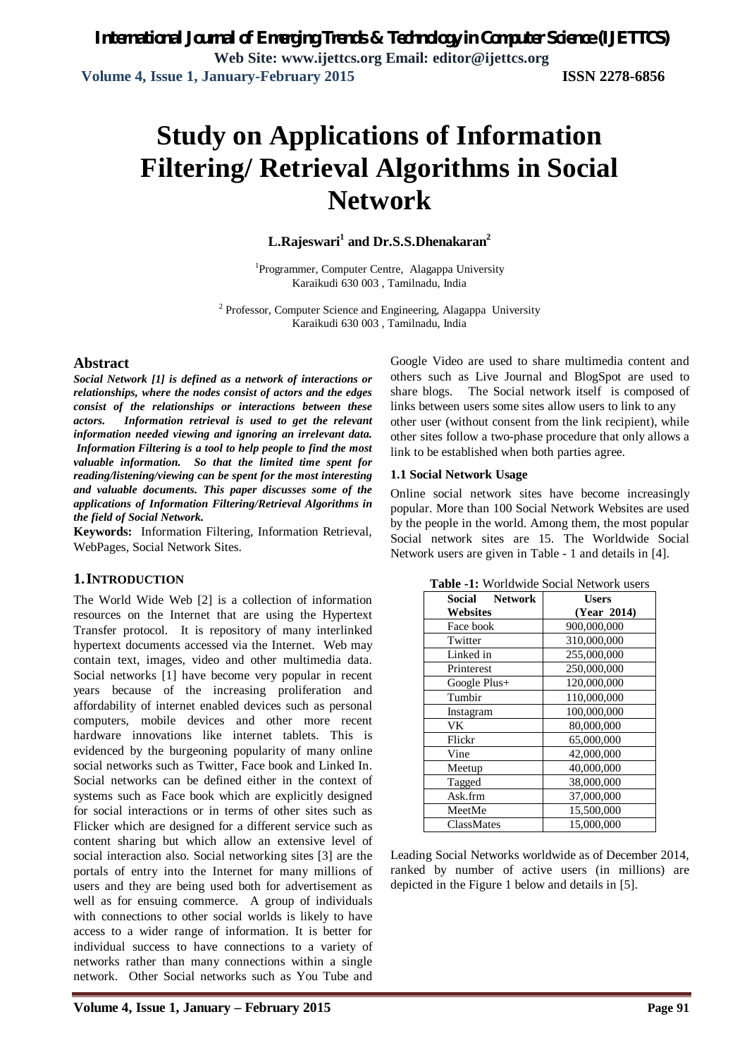# Study on Applications of Information Filtering/ Retrieval Algorithms in Social Network

**L.Rajeswari[1] and Dr.S.S.Dhenakaran[2]**

[1]Programmer, Computer Centre, Alagappa University
Karaikudi 630 003 , Tamilnadu, India

[2] Professor, Computer Science and Engineering, Alagappa University
Karaikudi 630 003 , Tamilnadu, India

## Abstract

***Social Network [1] is defined as a network of interactions or relationships, where the nodes consist of actors and the edges consist of the relationships or interactions between these actors. Information retrieval is used to get the relevant information needed viewing and ignoring an irrelevant data. Information Filtering is a tool to help people to find the most valuable information. So that the limited time spent for reading/listening/viewing can be spent for the most interesting and valuable documents. This paper discusses some of the applications of Information Filtering/Retrieval Algorithms in the field of Social Network.***

**Keywords:** Information Filtering, Information Retrieval, WebPages, Social Network Sites.

## 1. INTRODUCTION

The World Wide Web [2] is a collection of information resources on the Internet that are using the Hypertext Transfer protocol. It is repository of many interlinked hypertext documents accessed via the Internet. Web may contain text, images, video and other multimedia data. Social networks [1] have become very popular in recent years because of the increasing proliferation and affordability of internet enabled devices such as personal computers, mobile devices and other more recent hardware innovations like internet tablets. This is evidenced by the burgeoning popularity of many online social networks such as Twitter, Face book and Linked In. Social networks can be defined either in the context of systems such as Face book which are explicitly designed for social interactions or in terms of other sites such as Flicker which are designed for a different service such as content sharing but which allow an extensive level of social interaction also. Social networking sites [3] are the portals of entry into the Internet for many millions of users and they are being used both for advertisement as well as for ensuing commerce. A group of individuals with connections to other social worlds is likely to have access to a wider range of information. It is better for individual success to have connections to a variety of networks rather than many connections within a single network. Other Social networks such as You Tube and Google Video are used to share multimedia content and others such as Live Journal and BlogSpot are used to share blogs. The Social network itself is composed of links between users some sites allow users to link to any other user (without consent from the link recipient), while other sites follow a two-phase procedure that only allows a link to be established when both parties agree.

### 1.1 Social Network Usage

Online social network sites have become increasingly popular. More than 100 Social Network Websites are used by the people in the world. Among them, the most popular Social network sites are 15. The Worldwide Social Network users are given in Table - 1 and details in [4].

**Table -1:** Worldwide Social Network users

| Social Network Websites | Users (Year 2014) |
|---|---|
| Face book | 900,000,000 |
| Twitter | 310,000,000 |
| Linked in | 255,000,000 |
| Printerest | 250,000,000 |
| Google Plus+ | 120,000,000 |
| Tumbir | 110,000,000 |
| Instagram | 100,000,000 |
| VK | 80,000,000 |
| Flickr | 65,000,000 |
| Vine | 42,000,000 |
| Meetup | 40,000,000 |
| Tagged | 38,000,000 |
| Ask.frm | 37,000,000 |
| MeetMe | 15,500,000 |
| ClassMates | 15,000,000 |

Leading Social Networks worldwide as of December 2014, ranked by number of active users (in millions) are depicted in the Figure 1 below and details in [5].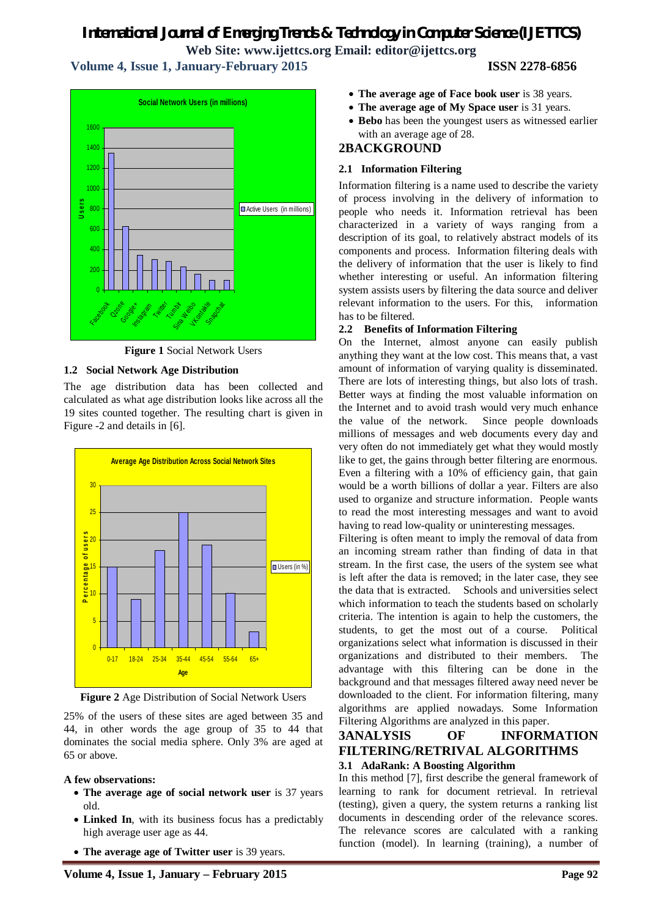Figure 1 Social Network Users

### 1.2 Social Network Age Distribution

The age distribution data has been collected and calculated as what age distribution looks like across all the 19 sites counted together. The resulting chart is given in Figure -2 and details in [6].

**Figure 2** Age Distribution of Social Network Users

25% of the users of these sites are aged between 35 and 44, in other words the age group of 35 to 44 that dominates the social media sphere. Only 3% are aged at 65 or above.

**A few observations:**

- **The average age of social network user** is 37 years old.
- **Linked In**, with its business focus has a predictably high average user age as 44.
- **The average age of Twitter user** is 39 years.
- **The average age of Face book user** is 38 years.
- **The average age of My Space user** is 31 years.
- **Bebo** has been the youngest users as witnessed earlier with an average age of 28.

## 2BACKGROUND

### 2.1 Information Filtering

Information filtering is a name used to describe the variety of process involving in the delivery of information to people who needs it. Information retrieval has been characterized in a variety of ways ranging from a description of its goal, to relatively abstract models of its components and process. Information filtering deals with the delivery of information that the user is likely to find whether interesting or useful. An information filtering system assists users by filtering the data source and deliver relevant information to the users. For this, information has to be filtered.

### 2.2 Benefits of Information Filtering

On the Internet, almost anyone can easily publish anything they want at the low cost. This means that, a vast amount of information of varying quality is disseminated. There are lots of interesting things, but also lots of trash. Better ways at finding the most valuable information on the Internet and to avoid trash would very much enhance the value of the network. Since people downloads millions of messages and web documents every day and very often do not immediately get what they would mostly like to get, the gains through better filtering are enormous. Even a filtering with a 10% of efficiency gain, that gain would be a worth billions of dollar a year. Filters are also used to organize and structure information. People wants to read the most interesting messages and want to avoid having to read low-quality or uninteresting messages.

Filtering is often meant to imply the removal of data from an incoming stream rather than finding of data in that stream. In the first case, the users of the system see what is left after the data is removed; in the later case, they see the data that is extracted. Schools and universities select which information to teach the students based on scholarly criteria. The intention is again to help the customers, the students, to get the most out of a course. Political organizations select what information is discussed in their organizations and distributed to their members. The advantage with this filtering can be done in the background and that messages filtered away need never be downloaded to the client. For information filtering, many algorithms are applied nowadays. Some Information Filtering Algorithms are analyzed in this paper.

## 3ANALYSIS OF INFORMATION FILTERING/RETRIVAL ALGORITHMS

### 3.1 AdaRank: A Boosting Algorithm

In this method [7], first describe the general framework of learning to rank for document retrieval. In retrieval (testing), given a query, the system returns a ranking list documents in descending order of the relevance scores. The relevance scores are calculated with a ranking function (model). In learning (training), a number of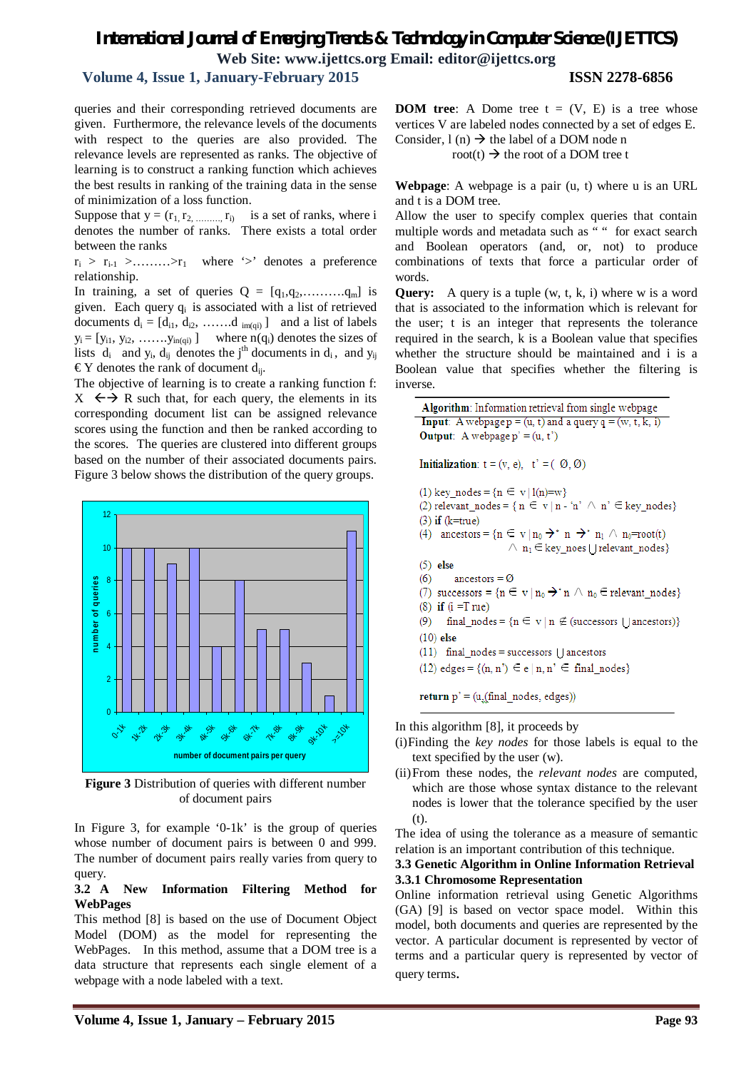queries and their corresponding retrieved documents are given. Furthermore, the relevance levels of the documents with respect to the queries are also provided. The relevance levels are represented as ranks. The objective of learning is to construct a ranking function which achieves the best results in ranking of the training data in the sense of minimization of a loss function.

Suppose that $y = (r_1, r_2, \ldots, r_l)$ is a set of ranks, where i denotes the number of ranks. There exists a total order between the ranks

$r_i > r_{i-1} > \ldots > r_1$ where '>' denotes a preference relationship.

In training, a set of queries $Q = [q_1, q_2, \ldots, q_m]$ is given. Each query $q_i$ is associated with a list of retrieved documents $d_i = [d_{i1}, d_{i2}, \ldots, d_{im(qi)}]$ and a list of labels $y_i = [y_{i1}, y_{i2}, \ldots, y_{in(qi)}]$ where $n(q_i)$ denotes the sizes of lists $d_i$ and $y_i$, $d_{ij}$ denotes the $j^{th}$ documents in $d_i$, and $y_{ij} \in Y$ denotes the rank of document $d_{ij}$.

The objective of learning is to create a ranking function f: X ←→ R such that, for each query, the elements in its corresponding document list can be assigned relevance scores using the function and then be ranked according to the scores. The queries are clustered into different groups based on the number of their associated documents pairs. Figure 3 below shows the distribution of the query groups.

**Figure 3** Distribution of queries with different number of document pairs

In Figure 3, for example '0-1k' is the group of queries whose number of document pairs is between 0 and 999. The number of document pairs really varies from query to query.

### 3.2 A New Information Filtering Method for WebPages

This method [8] is based on the use of Document Object Model (DOM) as the model for representing the WebPages. In this method, assume that a DOM tree is a data structure that represents each single element of a webpage with a node labeled with a text.

**DOM tree**: A Dome tree t = (V, E) is a tree whose vertices V are labeled nodes connected by a set of edges E. Consider, l (n) → the label of a DOM node n

root(t) → the root of a DOM tree t

**Webpage**: A webpage is a pair (u, t) where u is an URL and t is a DOM tree.

Allow the user to specify complex queries that contain multiple words and metadata such as " " for exact search and Boolean operators (and, or, not) to produce combinations of texts that force a particular order of words.

**Query:** A query is a tuple (w, t, k, i) where w is a word that is associated to the information which is relevant for the user; t is an integer that represents the tolerance required in the search, k is a Boolean value that specifies whether the structure should be maintained and i is a Boolean value that specifies whether the filtering is inverse.

**Algorithm**: Information retrieval from single webpage
**Input**: A webpage p = (u, t) and a query q = (w, t, k, i)
**Output**: A webpage p' = (u, t')

**Initialization**: t = (v, e), t' = ( Ø, Ø)

(1) key_nodes = {n ∈ v | l(n)=w}
(2) relevant_nodes = { n ∈ v | n - 'n' ∧ n' ∈ key_nodes}
(3) **if** (k=true)
(4) ancestors = {n ∈ v | $n_0 \rightarrow^* n \rightarrow^* n_1$ ∧ $n_0$=root(t) ∧ $n_1$ ∈ key_noes ⋃ relevant_nodes}
(5) **else**
(6) ancestors = Ø
(7) successors = {n ∈ v | $n_0 \rightarrow^* n$ ∧ $n_0$ ∈ relevant_nodes}
(8) **if** (i =True)
(9) final_nodes = {n ∈ v | n ∉ (successors ⋃ ancestors)}
(10) **else**
(11) final_nodes = successors ⋃ ancestors
(12) edges = {(n, n') ∈ e | n, n' ∈ final_nodes}

**return** p' = (u,(final_nodes, edges))

In this algorithm [8], it proceeds by

(i) Finding the *key nodes* for those labels is equal to the text specified by the user (w).
(ii) From these nodes, the *relevant nodes* are computed, which are those whose syntax distance to the relevant nodes is lower that the tolerance specified by the user (t).

The idea of using the tolerance as a measure of semantic relation is an important contribution of this technique.

### 3.3 Genetic Algorithm in Online Information Retrieval

#### 3.3.1 Chromosome Representation

Online information retrieval using Genetic Algorithms (GA) [9] is based on vector space model. Within this model, both documents and queries are represented by the vector. A particular document is represented by vector of terms and a particular query is represented by vector of query terms.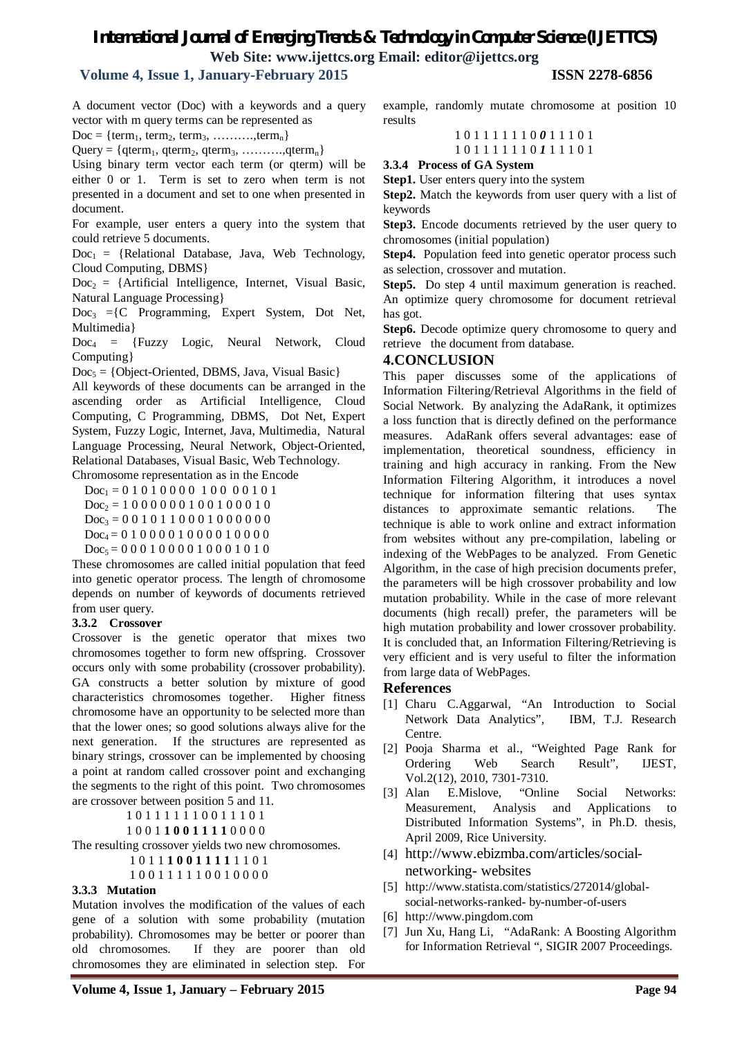A document vector (Doc) with a keywords and a query vector with m query terms can be represented as

$Doc = \{term_1, term_2, term_3, \ldots\ldots\ldots, term_n\}$

$Query = \{qterm_1, qterm_2, qterm_3, \ldots\ldots\ldots, qterm_n\}$

Using binary term vector each term (or qterm) will be either 0 or 1. Term is set to zero when term is not presented in a document and set to one when presented in document.

For example, user enters a query into the system that could retrieve 5 documents.

$Doc_1$ = {Relational Database, Java, Web Technology, Cloud Computing, DBMS}

$Doc_2$ = {Artificial Intelligence, Internet, Visual Basic, Natural Language Processing}

$Doc_3$ ={C Programming, Expert System, Dot Net, Multimedia}

$Doc_4$ = {Fuzzy Logic, Neural Network, Cloud Computing}

$Doc_5$ = {Object-Oriented, DBMS, Java, Visual Basic}

All keywords of these documents can be arranged in the ascending order as Artificial Intelligence, Cloud Computing, C Programming, DBMS, Dot Net, Expert System, Fuzzy Logic, Internet, Java, Multimedia, Natural Language Processing, Neural Network, Object-Oriented, Relational Databases, Visual Basic, Web Technology.

Chromosome representation as in the Encode

$Doc_1$ = 0 1 0 1 0 0 0 0 1 0 0 0 0 1 0 1

$Doc_2$ = 1 0 0 0 0 0 0 1 0 0 1 0 0 0 1 0

$Doc_3$ = 0 0 1 0 1 1 0 0 0 1 0 0 0 0 0 0

$Doc_4$ = 0 1 0 0 0 0 1 0 0 0 0 1 0 0 0 0

$Doc_5$ = 0 0 0 1 0 0 0 0 1 0 0 0 1 0 1 0

These chromosomes are called initial population that feed into genetic operator process. The length of chromosome depends on number of keywords of documents retrieved from user query.

### 3.3.2 Crossover

Crossover is the genetic operator that mixes two chromosomes together to form new offspring. Crossover occurs only with some probability (crossover probability). GA constructs a better solution by mixture of good characteristics chromosomes together. Higher fitness chromosome have an opportunity to be selected more than that the lower ones; so good solutions always alive for the next generation. If the structures are represented as binary strings, crossover can be implemented by choosing a point at random called crossover point and exchanging the segments to the right of this point. Two chromosomes are crossover between position 5 and 11.

1 0 1 1 1 1 1 1 0 0 1 1 1 0 1

1 0 0 1 **1 0 0 1 1 1 1** 0 0 0 0

The resulting crossover yields two new chromosomes.

1 0 1 1 **1 0 0 1 1 1 1** 1 1 0 1

1 0 0 1 1 1 1 1 0 0 1 0 0 0 0

### 3.3.3 Mutation

Mutation involves the modification of the values of each gene of a solution with some probability (mutation probability). Chromosomes may be better or poorer than old chromosomes. If they are poorer than old chromosomes they are eliminated in selection step. For example, randomly mutate chromosome at position 10 results

1 0 1 1 1 1 1 1 0 ***0*** 1 1 1 0 1

1 0 1 1 1 1 1 1 0 ***1*** 1 1 1 0 1

### 3.3.4 Process of GA System

**Step1.** User enters query into the system

**Step2.** Match the keywords from user query with a list of keywords

**Step3.** Encode documents retrieved by the user query to chromosomes (initial population)

**Step4.** Population feed into genetic operator process such as selection, crossover and mutation.

**Step5.** Do step 4 until maximum generation is reached. An optimize query chromosome for document retrieval has got.

**Step6.** Decode optimize query chromosome to query and retrieve the document from database.

## 4.CONCLUSION

This paper discusses some of the applications of Information Filtering/Retrieval Algorithms in the field of Social Network. By analyzing the AdaRank, it optimizes a loss function that is directly defined on the performance measures. AdaRank offers several advantages: ease of implementation, theoretical soundness, efficiency in training and high accuracy in ranking. From the New Information Filtering Algorithm, it introduces a novel technique for information filtering that uses syntax distances to approximate semantic relations. The technique is able to work online and extract information from websites without any pre-compilation, labeling or indexing of the WebPages to be analyzed. From Genetic Algorithm, in the case of high precision documents prefer, the parameters will be high crossover probability and low mutation probability. While in the case of more relevant documents (high recall) prefer, the parameters will be high mutation probability and lower crossover probability. It is concluded that, an Information Filtering/Retrieving is very efficient and is very useful to filter the information from large data of WebPages.

## References

[1] Charu C.Aggarwal, "An Introduction to Social Network Data Analytics", IBM, T.J. Research Centre.

[2] Pooja Sharma et al., "Weighted Page Rank for Ordering Web Search Result", IJEST, Vol.2(12), 2010, 7301-7310.

[3] Alan E.Mislove, "Online Social Networks: Measurement, Analysis and Applications to Distributed Information Systems", in Ph.D. thesis, April 2009, Rice University.

[4] http://www.ebizmba.com/articles/social-networking- websites

[5] http://www.statista.com/statistics/272014/global-social-networks-ranked- by-number-of-users

[6] http://www.pingdom.com

[7] Jun Xu, Hang Li, "AdaRank: A Boosting Algorithm for Information Retrieval ", SIGIR 2007 Proceedings.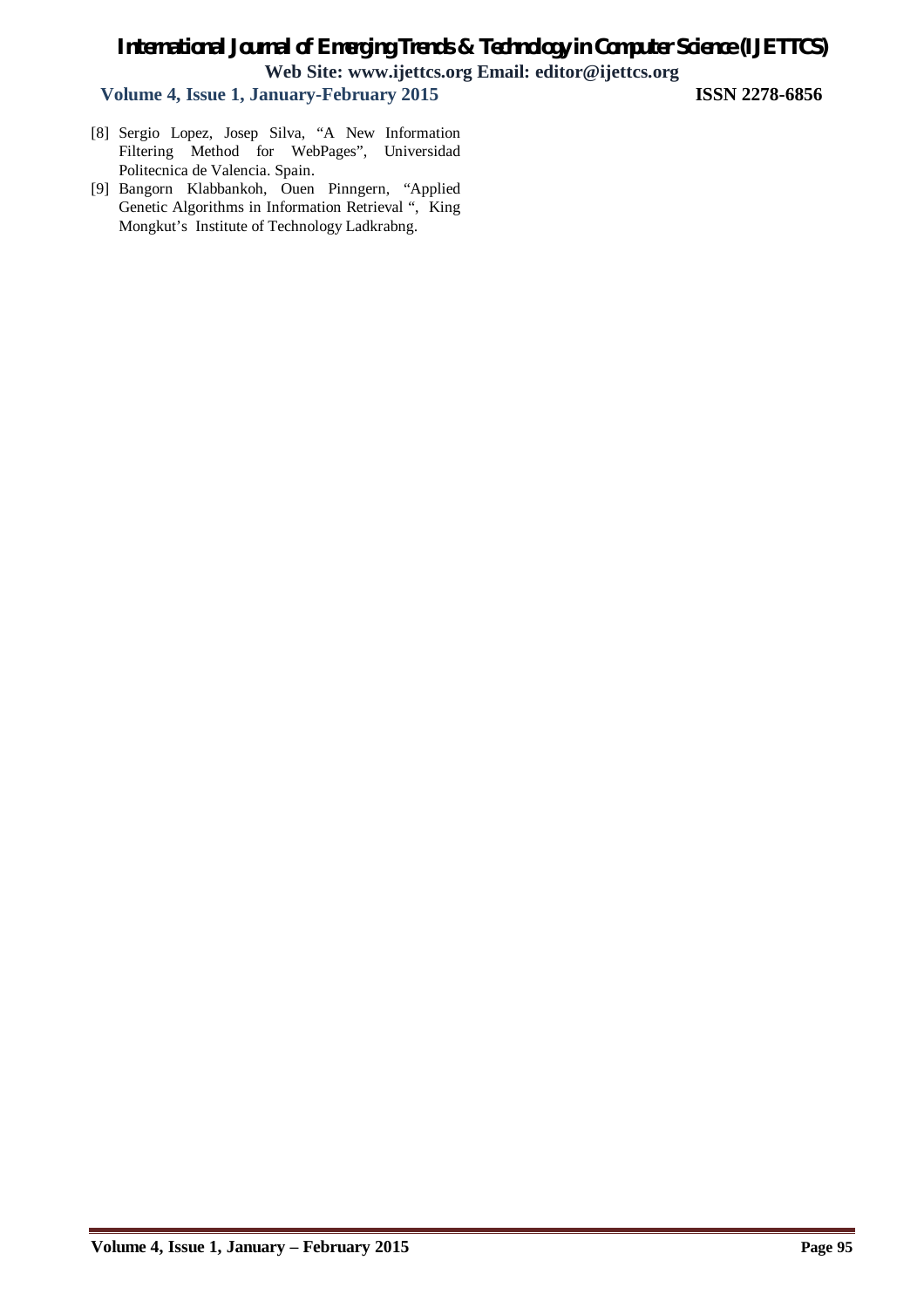[8] Sergio Lopez, Josep Silva, "A New Information Filtering Method for WebPages", Universidad Politecnica de Valencia. Spain.

[9] Bangorn Klabbankoh, Ouen Pinngern, "Applied Genetic Algorithms in Information Retrieval ", King Mongkut's Institute of Technology Ladkrabng.